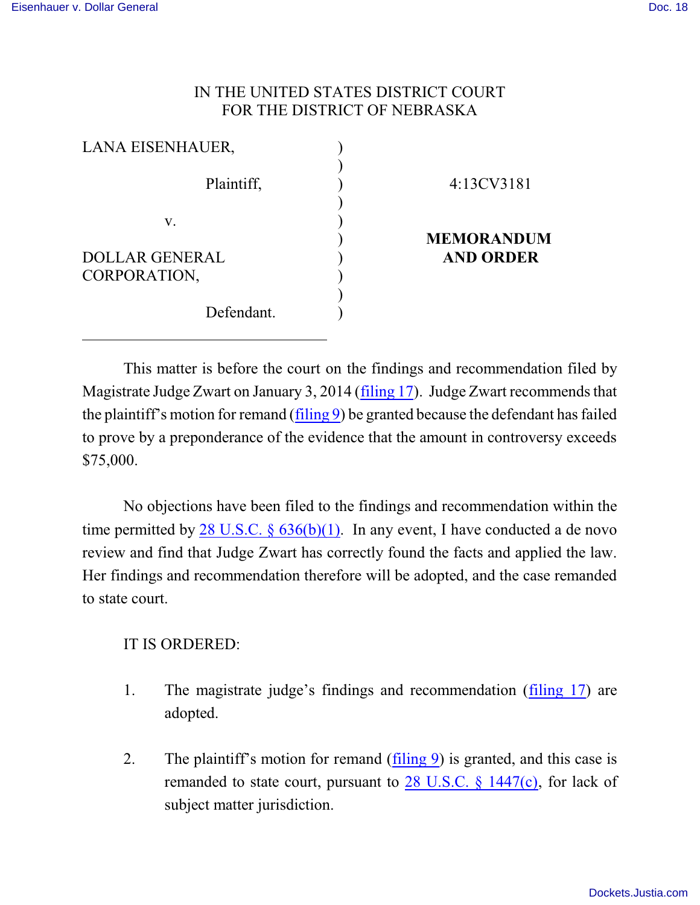IN THE UNITED STATES DISTRICT COURT
FOR THE DISTRICT OF NEBRASKA

| | | |
|---|---|---|
| LANA EISENHAUER, Plaintiff, v. DOLLAR GENERAL CORPORATION, Defendant. | ) | 4:13CV3181 **MEMORANDUM AND ORDER** |

This matter is before the court on the findings and recommendation filed by Magistrate Judge Zwart on January 3, 2014 (filing 17). Judge Zwart recommends that the plaintiff's motion for remand (filing 9) be granted because the defendant has failed to prove by a preponderance of the evidence that the amount in controversy exceeds $75,000.

No objections have been filed to the findings and recommendation within the time permitted by 28 U.S.C. § 636(b)(1). In any event, I have conducted a de novo review and find that Judge Zwart has correctly found the facts and applied the law. Her findings and recommendation therefore will be adopted, and the case remanded to state court.

IT IS ORDERED:

1. The magistrate judge's findings and recommendation (filing 17) are adopted.

2. The plaintiff's motion for remand (filing 9) is granted, and this case is remanded to state court, pursuant to 28 U.S.C. § 1447(c), for lack of subject matter jurisdiction.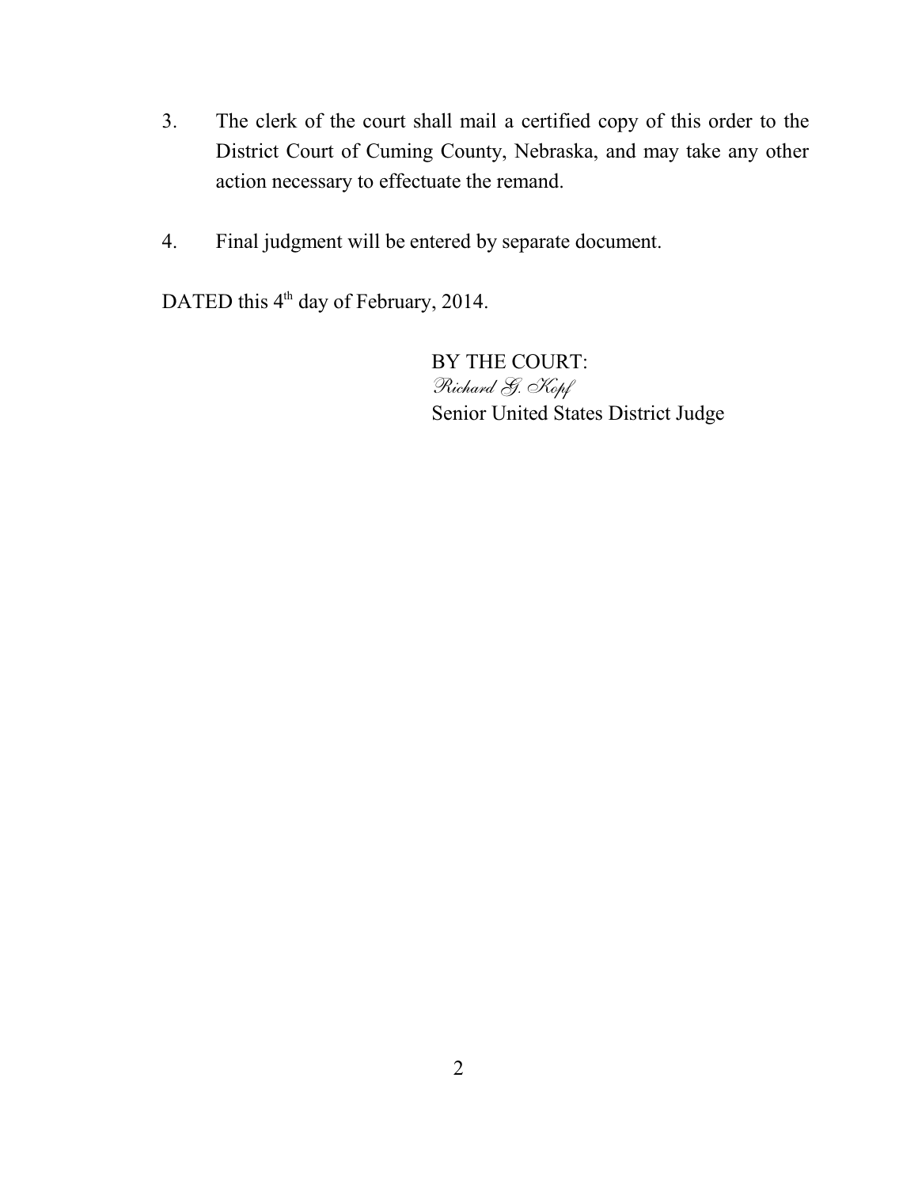3. The clerk of the court shall mail a certified copy of this order to the District Court of Cuming County, Nebraska, and may take any other action necessary to effectuate the remand.

4. Final judgment will be entered by separate document.

DATED this 4th day of February, 2014.

BY THE COURT:
*Richard G. Kopf*
Senior United States District Judge